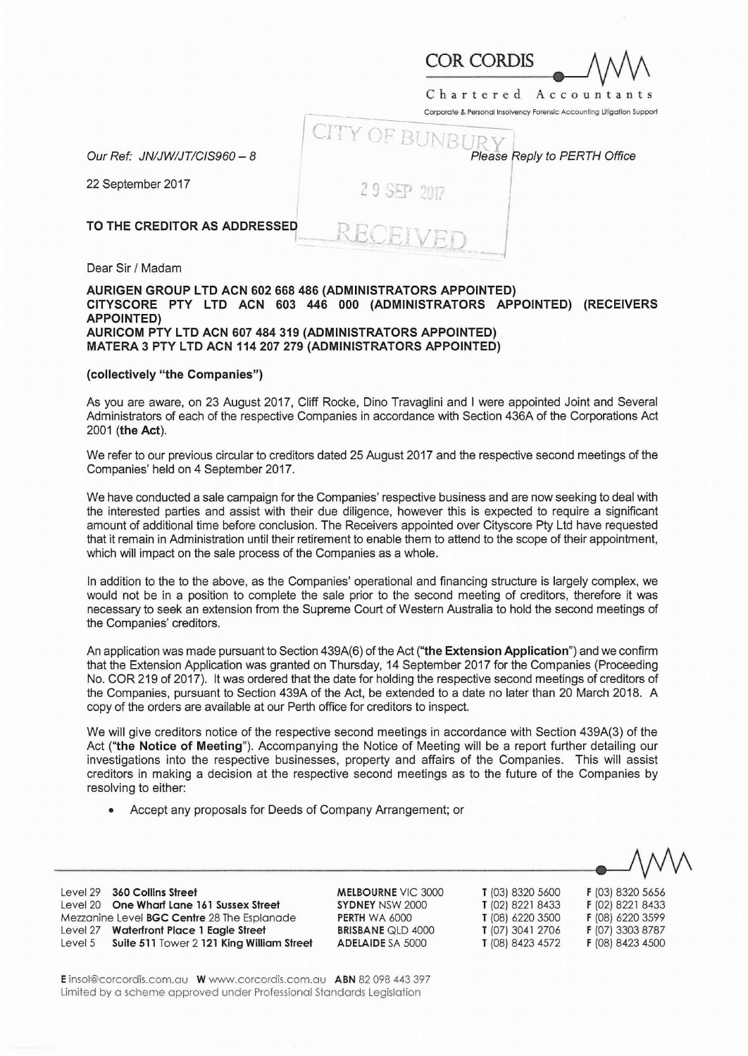COR CORDIS

Chartered Accountants

Corporate & Personal Insolvency Forensic Accounting Litigation Support

CITY OF BUNBURY
29 SEP 2017
RECEIVED

Our Ref: JN/JW/JT/CIS960 – 8

*Please Reply to PERTH Office*

22 September 2017

**TO THE CREDITOR AS ADDRESSED**

Dear Sir / Madam

**AURIGEN GROUP LTD ACN 602 668 486 (ADMINISTRATORS APPOINTED)**
**CITYSCORE PTY LTD ACN 603 446 000 (ADMINISTRATORS APPOINTED) (RECEIVERS APPOINTED)**
**AURICOM PTY LTD ACN 607 484 319 (ADMINISTRATORS APPOINTED)**
**MATERA 3 PTY LTD ACN 114 207 279 (ADMINISTRATORS APPOINTED)**

**(collectively "the Companies")**

As you are aware, on 23 August 2017, Cliff Rocke, Dino Travaglini and I were appointed Joint and Several Administrators of each of the respective Companies in accordance with Section 436A of the Corporations Act 2001 (**the Act**).

We refer to our previous circular to creditors dated 25 August 2017 and the respective second meetings of the Companies' held on 4 September 2017.

We have conducted a sale campaign for the Companies' respective business and are now seeking to deal with the interested parties and assist with their due diligence, however this is expected to require a significant amount of additional time before conclusion. The Receivers appointed over Cityscore Pty Ltd have requested that it remain in Administration until their retirement to enable them to attend to the scope of their appointment, which will impact on the sale process of the Companies as a whole.

In addition to the to the above, as the Companies' operational and financing structure is largely complex, we would not be in a position to complete the sale prior to the second meeting of creditors, therefore it was necessary to seek an extension from the Supreme Court of Western Australia to hold the second meetings of the Companies' creditors.

An application was made pursuant to Section 439A(6) of the Act (**"the Extension Application"**) and we confirm that the Extension Application was granted on Thursday, 14 September 2017 for the Companies (Proceeding No. COR 219 of 2017). It was ordered that the date for holding the respective second meetings of creditors of the Companies, pursuant to Section 439A of the Act, be extended to a date no later than 20 March 2018. A copy of the orders are available at our Perth office for creditors to inspect.

We will give creditors notice of the respective second meetings in accordance with Section 439A(3) of the Act (**"the Notice of Meeting"**). Accompanying the Notice of Meeting will be a report further detailing our investigations into the respective businesses, property and affairs of the Companies. This will assist creditors in making a decision at the respective second meetings as to the future of the Companies by resolving to either:

- Accept any proposals for Deeds of Company Arrangement; or

| | | | |
|---|---|---|---|
| Level 29 **360 Collins Street** | **MELBOURNE** VIC 3000 | **T** (03) 8320 5600 | **F** (03) 8320 5656 |
| Level 20 **One Wharf Lane 161 Sussex Street** | **SYDNEY** NSW 2000 | **T** (02) 8221 8433 | **F** (02) 8221 8433 |
| Mezzanine Level **BGC Centre** 28 The Esplanade | **PERTH** WA 6000 | **T** (08) 6220 3500 | **F** (08) 6220 3599 |
| Level 27 **Waterfront Place 1 Eagle Street** | **BRISBANE** QLD 4000 | **T** (07) 3041 2706 | **F** (07) 3303 8787 |
| Level 5 **Suite 511** Tower 2 **121 King William Street** | **ADELAIDE** SA 5000 | **T** (08) 8423 4572 | **F** (08) 8423 4500 |

**E** insol@corcordis.com.au **W** www.corcordis.com.au **ABN** 82 098 443 397
Limited by a scheme approved under Professional Standards Legislation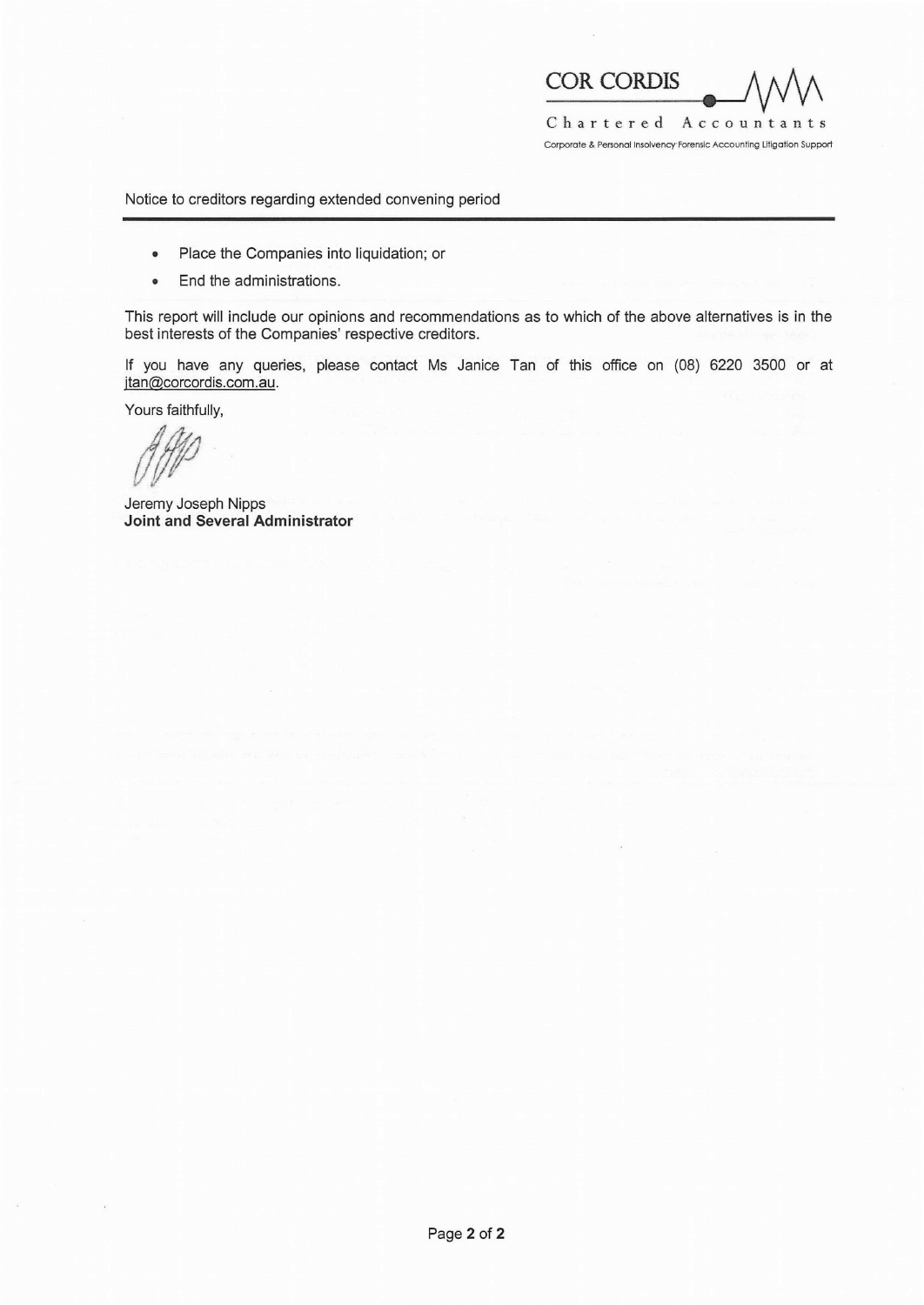- Place the Companies into liquidation; or
- End the administrations.

This report will include our opinions and recommendations as to which of the above alternatives is in the best interests of the Companies' respective creditors.

If you have any queries, please contact Ms Janice Tan of this office on (08) 6220 3500 or at jtan@corcordis.com.au.

Yours faithfully,

Jeremy Joseph Nipps
**Joint and Several Administrator**